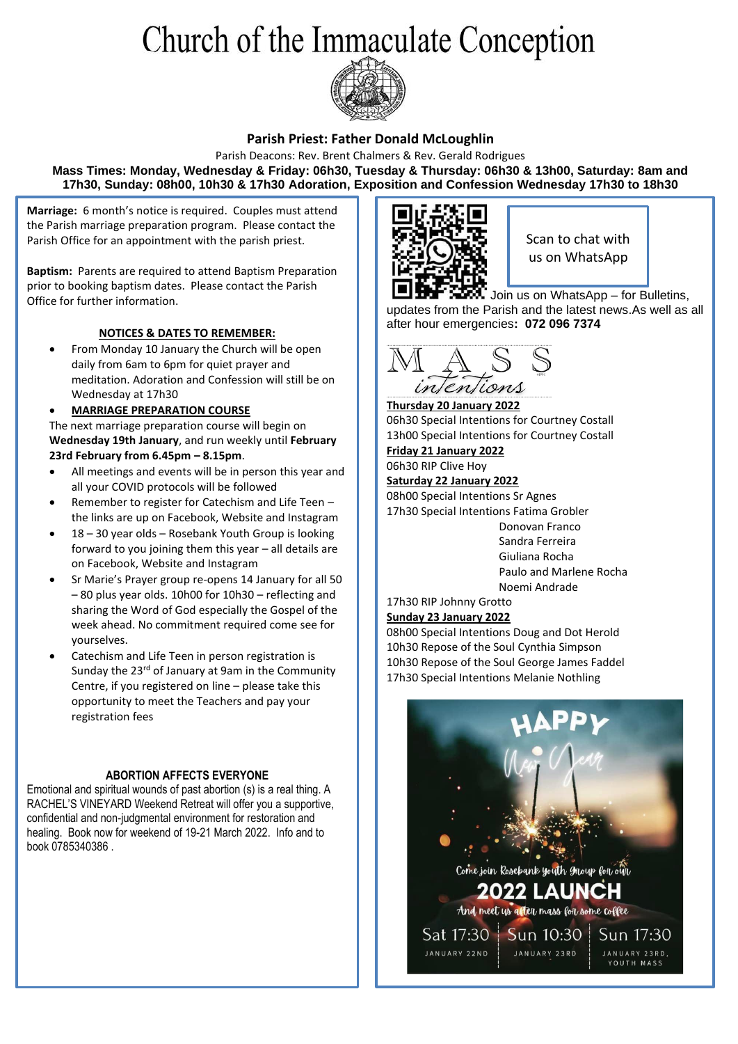# Church of the Immaculate Conception

**Parish Priest: Father Donald McLoughlin**

Parish Deacons: Rev. Brent Chalmers & Rev. Gerald Rodrigues

**Mass Times: Monday, Wednesday & Friday: 06h30, Tuesday & Thursday: 06h30 & 13h00, Saturday: 8am and 17h30, Sunday: 08h00, 10h30 & 17h30 Adoration, Exposition and Confession Wednesday 17h30 to 18h30**

**Marriage:** 6 month's notice is required. Couples must attend the Parish marriage preparation program. Please contact the Parish Office for an appointment with the parish priest.

**Baptism:** Parents are required to attend Baptism Preparation prior to booking baptism dates. Please contact the Parish Office for further information.

### NOTICES & DATES TO REMEMBER:

- From Monday 10 January the Church will be open daily from 6am to 6pm for quiet prayer and meditation. Adoration and Confession will still be on Wednesday at 17h30
- **MARRIAGE PREPARATION COURSE**

The next marriage preparation course will begin on **Wednesday 19th January**, and run weekly until **February 23rd February from 6.45pm – 8.15pm**.

- All meetings and events will be in person this year and all your COVID protocols will be followed
- Remember to register for Catechism and Life Teen – the links are up on Facebook, Website and Instagram
- 18 – 30 year olds – Rosebank Youth Group is looking forward to you joining them this year – all details are on Facebook, Website and Instagram
- Sr Marie's Prayer group re-opens 14 January for all 50 – 80 plus year olds. 10h00 for 10h30 – reflecting and sharing the Word of God especially the Gospel of the week ahead. No commitment required come see for yourselves.
- Catechism and Life Teen in person registration is Sunday the 23rd of January at 9am in the Community Centre, if you registered on line – please take this opportunity to meet the Teachers and pay your registration fees

### ABORTION AFFECTS EVERYONE

Emotional and spiritual wounds of past abortion (s) is a real thing. A RACHEL'S VINEYARD Weekend Retreat will offer you a supportive, confidential and non-judgmental environment for restoration and healing. Book now for weekend of 19-21 March 2022. Info and to book 0785340386 .

Scan to chat with us on WhatsApp

Join us on WhatsApp – for Bulletins, updates from the Parish and the latest news.As well as all after hour emergencies**: 072 096 7374**

## MASS intentions

**Thursday 20 January 2022**

06h30 Special Intentions for Courtney Costall
13h00 Special Intentions for Courtney Costall

**Friday 21 January 2022**

06h30 RIP Clive Hoy

**Saturday 22 January 2022**

08h00 Special Intentions Sr Agnes
17h30 Special Intentions Fatima Grobler
Donovan Franco
Sandra Ferreira
Giuliana Rocha
Paulo and Marlene Rocha
Noemi Andrade
17h30 RIP Johnny Grotto

**Sunday 23 January 2022**

08h00 Special Intentions Doug and Dot Herold
10h30 Repose of the Soul Cynthia Simpson
10h30 Repose of the Soul George James Faddel
17h30 Special Intentions Melanie Nothling

HAPPY New Year

Come join Rosebank youth group for our **2022 LAUNCH**

And meet us after mass for some coffee

Sat 17:30 – JANUARY 22ND | Sun 10:30 – JANUARY 23RD | Sun 17:30 – JANUARY 23RD, YOUTH MASS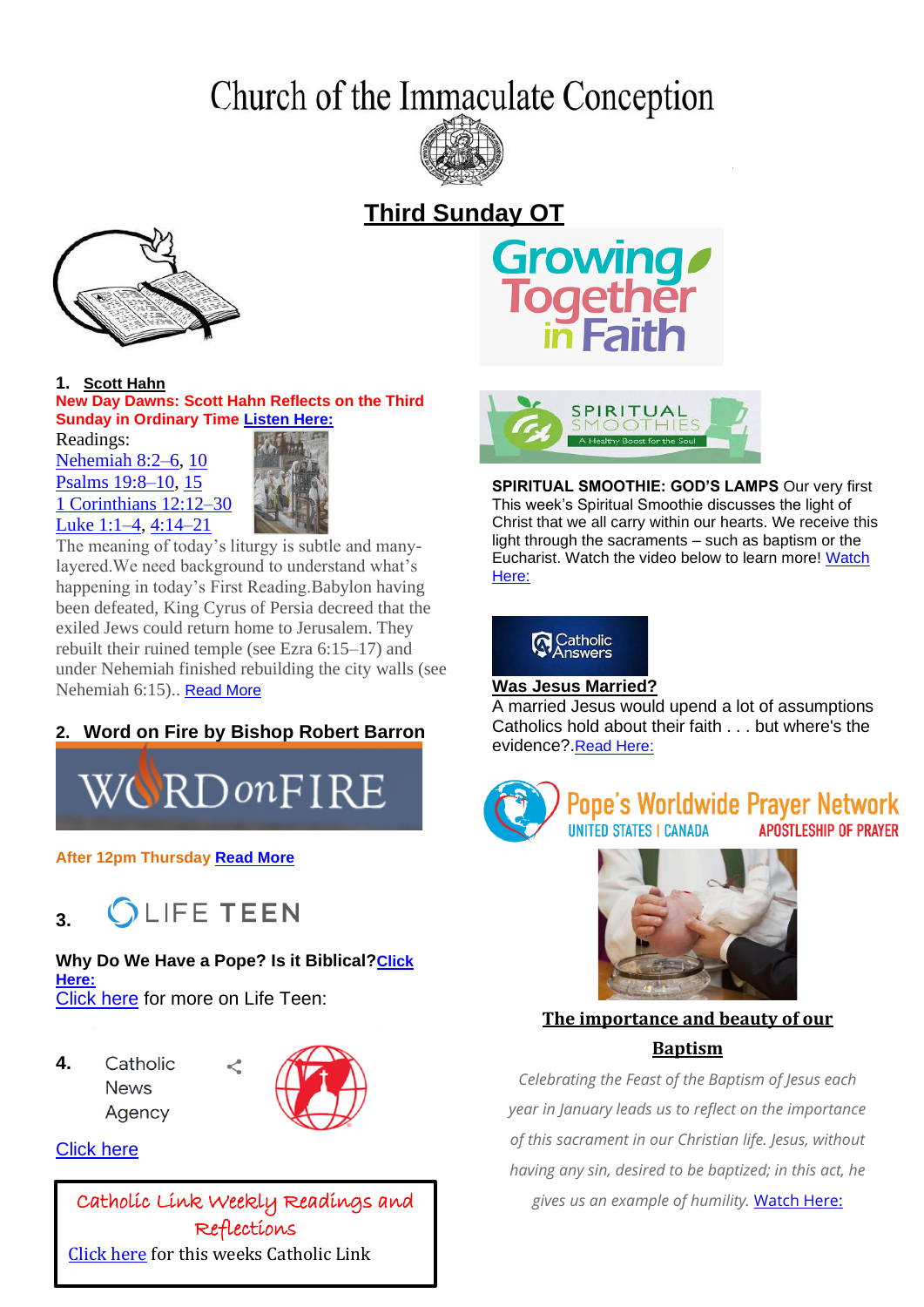# Church of the Immaculate Conception

## Third Sunday OT

1. **Scott Hahn**

**New Day Dawns: Scott Hahn Reflects on the Third Sunday in Ordinary Time** Listen Here:

Readings:
Nehemiah 8:2–6, 10
Psalms 19:8–10, 15
1 Corinthians 12:12–30
Luke 1:1–4, 4:14–21

The meaning of today's liturgy is subtle and many-layered.We need background to understand what's happening in today's First Reading.Babylon having been defeated, King Cyrus of Persia decreed that the exiled Jews could return home to Jerusalem. They rebuilt their ruined temple (see Ezra 6:15–17) and under Nehemiah finished rebuilding the city walls (see Nehemiah 6:15).. Read More

2. **Word on Fire by Bishop Robert Barron**

WORD on FIRE

**After 12pm Thursday Read More**

3. LIFE TEEN

**Why Do We Have a Pope? Is it Biblical? Click Here:**

Click here for more on Life Teen:

4. Catholic News Agency

Click here

Catholic Link Weekly Readings and Reflections

Click here for this weeks Catholic Link

Growing Together in Faith

SPIRITUAL SMOOTHIES
A Healthy Boost for the Soul

**SPIRITUAL SMOOTHIE: GOD'S LAMPS** Our very first This week's Spiritual Smoothie discusses the light of Christ that we all carry within our hearts. We receive this light through the sacraments – such as baptism or the Eucharist. Watch the video below to learn more! Watch Here:

Catholic Answers

**Was Jesus Married?**

A married Jesus would upend a lot of assumptions Catholics hold about their faith . . . but where's the evidence?.Read Here:

Pope's Worldwide Prayer Network
UNITED STATES | CANADA APOSTLESHIP OF PRAYER

**The importance and beauty of our Baptism**

*Celebrating the Feast of the Baptism of Jesus each year in January leads us to reflect on the importance of this sacrament in our Christian life. Jesus, without having any sin, desired to be baptized; in this act, he gives us an example of humility.* Watch Here: